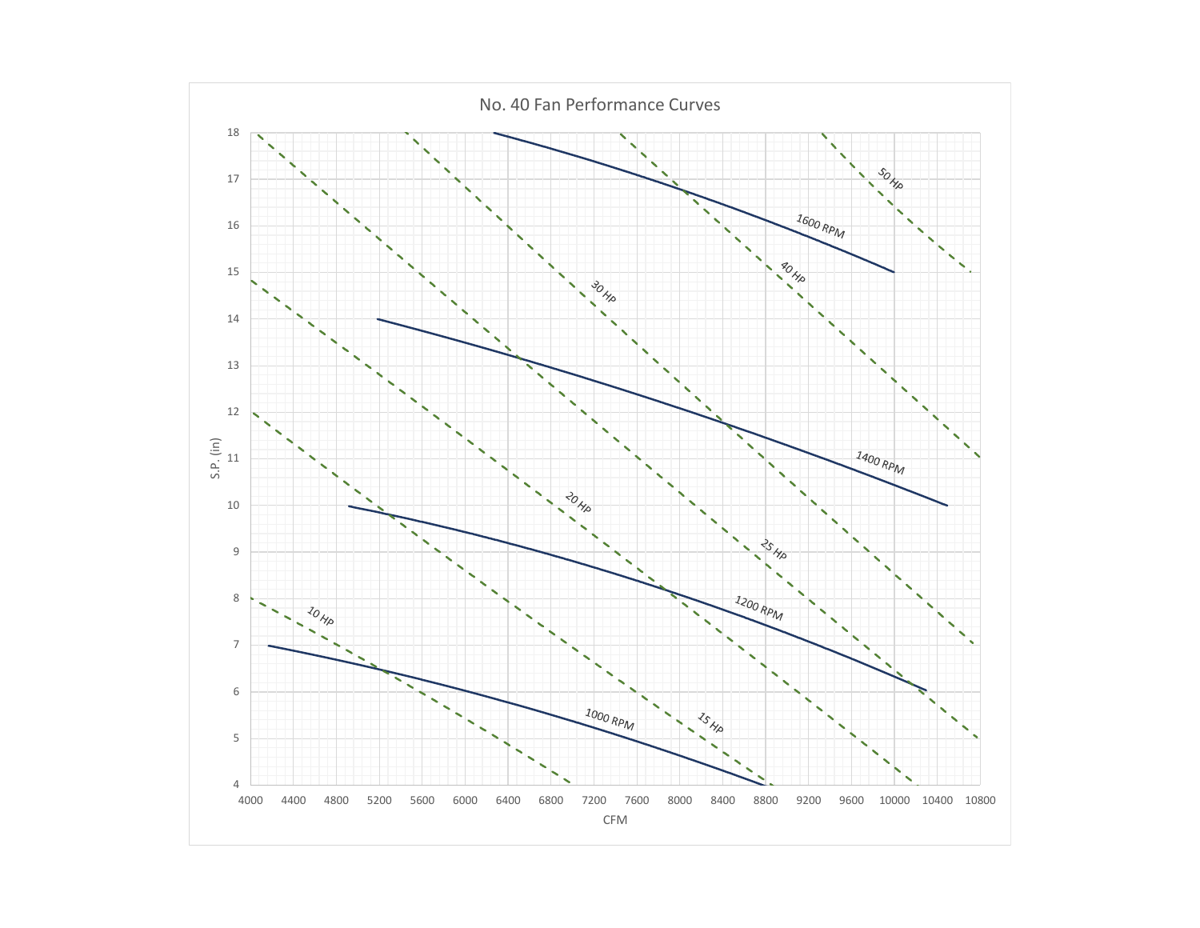# No. 40 Fan Performance Curves

S.P. (in): 4, 5, 6, 7, 8, 9, 10, 11, 12, 13, 14, 15, 16, 17, 18

CFM: 4000, 4400, 4800, 5200, 5600, 6000, 6400, 6800, 7200, 7600, 8000, 8400, 8800, 9200, 9600, 10000, 10400, 10800

1000 RPM

1200 RPM

1400 RPM

1600 RPM

10 HP

15 HP

20 HP

25 HP

30 HP

40 HP

50 HP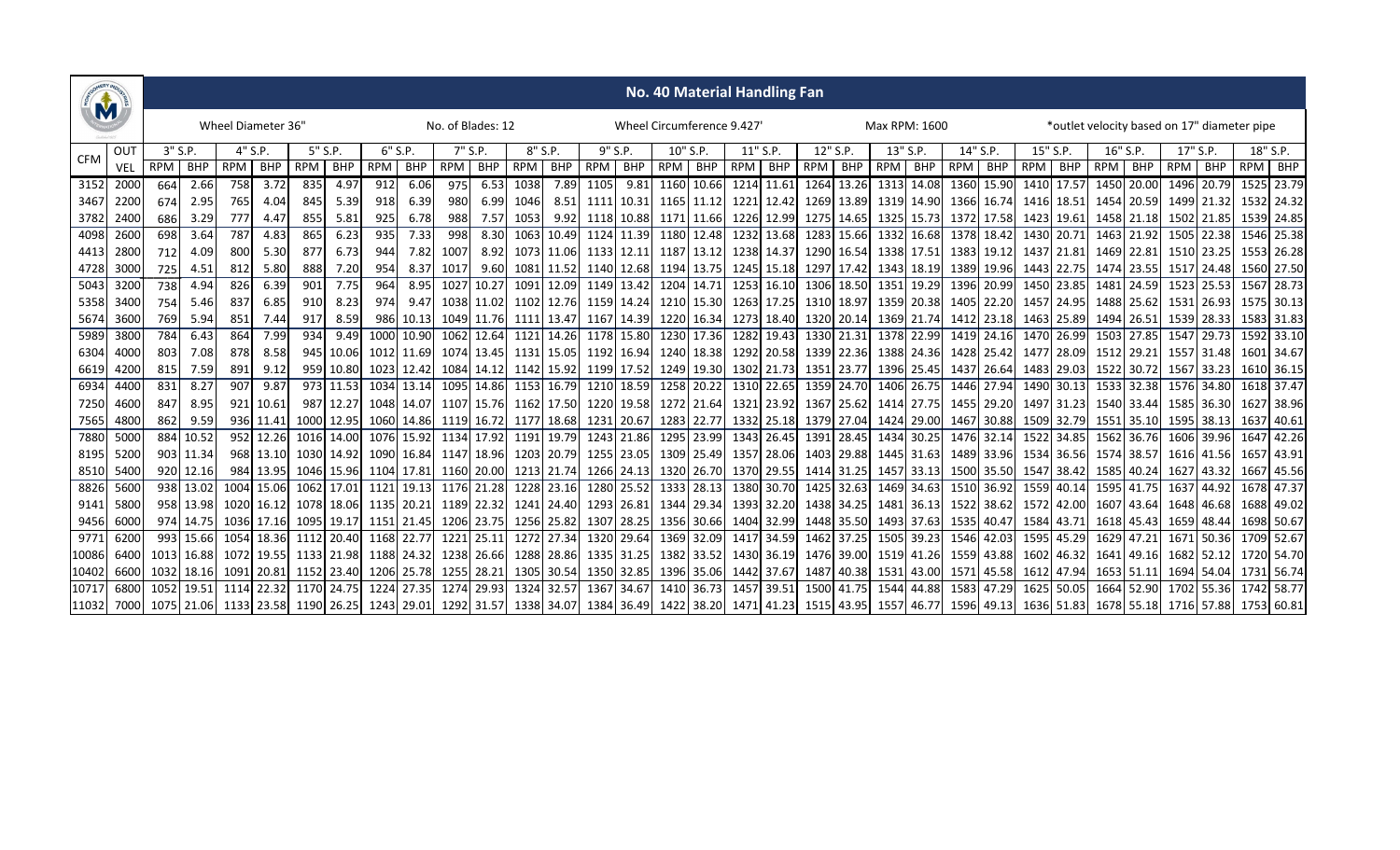## No. 40 Material Handling Fan

Wheel Diameter 36" | No. of Blades: 12 | Wheel Circumference 9.427' | Max RPM: 1600 | *outlet velocity based on 17" diameter pipe

| CFM | OUT VEL | 3" S.P. | | 4" S.P. | | 5" S.P. | | 6" S.P. | | 7" S.P. | | 8" S.P. | | 9" S.P. | | 10" S.P. | | 11" S.P. | | 12" S.P. | | 13" S.P. | | 14" S.P. | | 15" S.P. | | 16" S.P. | | 17" S.P. | | 18" S.P. | |
|---|---|---|---|---|---|---|---|---|---|---|---|---|---|---|---|---|---|---|---|---|---|---|---|---|---|---|---|---|---|---|---|---|---|
| | | RPM | BHP | RPM | BHP | RPM | BHP | RPM | BHP | RPM | BHP | RPM | BHP | RPM | BHP | RPM | BHP | RPM | BHP | RPM | BHP | RPM | BHP | RPM | BHP | RPM | BHP | RPM | BHP | RPM | BHP | RPM | BHP |
| 3152 | 2000 | 664 | 2.66 | 758 | 3.72 | 835 | 4.97 | 912 | 6.06 | 975 | 6.53 | 1038 | 7.89 | 1105 | 9.81 | 1160 | 10.66 | 1214 | 11.61 | 1264 | 13.26 | 1313 | 14.08 | 1360 | 15.90 | 1410 | 17.57 | 1450 | 20.00 | 1496 | 20.79 | 1525 | 23.79 |
| 3467 | 2200 | 674 | 2.95 | 765 | 4.04 | 845 | 5.39 | 918 | 6.39 | 980 | 6.99 | 1046 | 8.51 | 1111 | 10.31 | 1165 | 11.12 | 1221 | 12.42 | 1269 | 13.89 | 1319 | 14.90 | 1366 | 16.74 | 1416 | 18.51 | 1454 | 20.59 | 1499 | 21.32 | 1532 | 24.32 |
| 3782 | 2400 | 686 | 3.29 | 777 | 4.47 | 855 | 5.81 | 925 | 6.78 | 988 | 7.57 | 1053 | 9.92 | 1118 | 10.88 | 1171 | 11.66 | 1226 | 12.99 | 1275 | 14.65 | 1325 | 15.73 | 1372 | 17.58 | 1423 | 19.61 | 1458 | 21.18 | 1502 | 21.85 | 1539 | 24.85 |
| 4098 | 2600 | 698 | 3.64 | 787 | 4.83 | 865 | 6.23 | 935 | 7.33 | 998 | 8.30 | 1063 | 10.49 | 1124 | 11.39 | 1180 | 12.48 | 1232 | 13.68 | 1283 | 15.66 | 1332 | 16.68 | 1378 | 18.42 | 1430 | 20.71 | 1463 | 21.92 | 1505 | 22.38 | 1546 | 25.38 |
| 4413 | 2800 | 712 | 4.09 | 800 | 5.30 | 877 | 6.73 | 944 | 7.82 | 1007 | 8.92 | 1073 | 11.06 | 1133 | 12.11 | 1187 | 13.12 | 1238 | 14.37 | 1290 | 16.54 | 1338 | 17.51 | 1383 | 19.12 | 1437 | 21.81 | 1469 | 22.81 | 1510 | 23.25 | 1553 | 26.28 |
| 4728 | 3000 | 725 | 4.51 | 812 | 5.80 | 888 | 7.20 | 954 | 8.37 | 1017 | 9.60 | 1081 | 11.52 | 1140 | 12.68 | 1194 | 13.75 | 1245 | 15.18 | 1297 | 17.42 | 1343 | 18.19 | 1389 | 19.96 | 1443 | 22.75 | 1474 | 23.55 | 1517 | 24.48 | 1560 | 27.50 |
| 5043 | 3200 | 738 | 4.94 | 826 | 6.39 | 901 | 7.75 | 964 | 8.95 | 1027 | 10.27 | 1091 | 12.09 | 1149 | 13.42 | 1204 | 14.71 | 1253 | 16.10 | 1306 | 18.50 | 1351 | 19.29 | 1396 | 20.99 | 1450 | 23.85 | 1481 | 24.59 | 1523 | 25.53 | 1567 | 28.73 |
| 5358 | 3400 | 754 | 5.46 | 837 | 6.85 | 910 | 8.23 | 974 | 9.47 | 1038 | 11.02 | 1102 | 12.76 | 1159 | 14.24 | 1210 | 15.30 | 1263 | 17.25 | 1310 | 18.97 | 1359 | 20.38 | 1405 | 22.20 | 1457 | 24.95 | 1488 | 25.62 | 1531 | 26.93 | 1575 | 30.13 |
| 5674 | 3600 | 769 | 5.94 | 851 | 7.44 | 917 | 8.59 | 986 | 10.13 | 1049 | 11.76 | 1111 | 13.47 | 1167 | 14.39 | 1220 | 16.34 | 1273 | 18.40 | 1320 | 20.14 | 1369 | 21.74 | 1412 | 23.18 | 1463 | 25.89 | 1494 | 26.51 | 1539 | 28.33 | 1583 | 31.83 |
| 5989 | 3800 | 784 | 6.43 | 864 | 7.99 | 934 | 9.49 | 1000 | 10.90 | 1062 | 12.64 | 1121 | 14.26 | 1178 | 15.80 | 1230 | 17.36 | 1282 | 19.43 | 1330 | 21.31 | 1378 | 22.99 | 1419 | 24.16 | 1470 | 26.99 | 1503 | 27.85 | 1547 | 29.73 | 1592 | 33.10 |
| 6304 | 4000 | 803 | 7.08 | 878 | 8.58 | 945 | 10.06 | 1012 | 11.69 | 1074 | 13.45 | 1131 | 15.05 | 1192 | 16.94 | 1240 | 18.38 | 1292 | 20.58 | 1339 | 22.36 | 1388 | 24.36 | 1428 | 25.42 | 1477 | 28.09 | 1512 | 29.21 | 1557 | 31.48 | 1601 | 34.67 |
| 6619 | 4200 | 815 | 7.59 | 891 | 9.12 | 959 | 10.80 | 1023 | 12.42 | 1084 | 14.12 | 1142 | 15.92 | 1199 | 17.52 | 1249 | 19.30 | 1302 | 21.73 | 1351 | 23.77 | 1396 | 25.45 | 1437 | 26.64 | 1483 | 29.03 | 1522 | 30.72 | 1567 | 33.23 | 1610 | 36.15 |
| 6934 | 4400 | 831 | 8.27 | 907 | 9.87 | 973 | 11.53 | 1034 | 13.14 | 1095 | 14.86 | 1153 | 16.79 | 1210 | 18.59 | 1258 | 20.22 | 1310 | 22.65 | 1359 | 24.70 | 1406 | 26.75 | 1446 | 27.94 | 1490 | 30.13 | 1533 | 32.38 | 1576 | 34.80 | 1618 | 37.47 |
| 7250 | 4600 | 847 | 8.95 | 921 | 10.61 | 987 | 12.27 | 1048 | 14.07 | 1107 | 15.76 | 1162 | 17.50 | 1220 | 19.58 | 1272 | 21.64 | 1321 | 23.92 | 1367 | 25.62 | 1414 | 27.75 | 1455 | 29.20 | 1497 | 31.23 | 1540 | 33.44 | 1585 | 36.30 | 1627 | 38.96 |
| 7565 | 4800 | 862 | 9.59 | 936 | 11.41 | 1000 | 12.95 | 1060 | 14.86 | 1119 | 16.72 | 1177 | 18.68 | 1231 | 20.67 | 1283 | 22.77 | 1332 | 25.18 | 1379 | 27.04 | 1424 | 29.00 | 1467 | 30.88 | 1509 | 32.79 | 1551 | 35.10 | 1595 | 38.13 | 1637 | 40.61 |
| 7880 | 5000 | 884 | 10.52 | 952 | 12.26 | 1016 | 14.00 | 1076 | 15.92 | 1134 | 17.92 | 1191 | 19.79 | 1243 | 21.86 | 1295 | 23.99 | 1343 | 26.45 | 1391 | 28.45 | 1434 | 30.25 | 1476 | 32.14 | 1522 | 34.85 | 1562 | 36.76 | 1606 | 39.96 | 1647 | 42.26 |
| 8195 | 5200 | 903 | 11.34 | 968 | 13.10 | 1030 | 14.92 | 1090 | 16.84 | 1147 | 18.96 | 1203 | 20.79 | 1255 | 23.05 | 1309 | 25.49 | 1357 | 28.06 | 1403 | 29.88 | 1445 | 31.63 | 1489 | 33.96 | 1534 | 36.56 | 1574 | 38.57 | 1616 | 41.56 | 1657 | 43.91 |
| 8510 | 5400 | 920 | 12.16 | 984 | 13.95 | 1046 | 15.96 | 1104 | 17.81 | 1160 | 20.00 | 1213 | 21.74 | 1266 | 24.13 | 1320 | 26.70 | 1370 | 29.55 | 1414 | 31.25 | 1457 | 33.13 | 1500 | 35.50 | 1547 | 38.42 | 1585 | 40.24 | 1627 | 43.32 | 1667 | 45.56 |
| 8826 | 5600 | 938 | 13.02 | 1004 | 15.06 | 1062 | 17.01 | 1121 | 19.13 | 1176 | 21.28 | 1228 | 23.16 | 1280 | 25.52 | 1333 | 28.13 | 1380 | 30.70 | 1425 | 32.63 | 1469 | 34.63 | 1510 | 36.92 | 1559 | 40.14 | 1595 | 41.75 | 1637 | 44.92 | 1678 | 47.37 |
| 9141 | 5800 | 958 | 13.98 | 1020 | 16.12 | 1078 | 18.06 | 1135 | 20.21 | 1189 | 22.32 | 1241 | 24.40 | 1293 | 26.81 | 1344 | 29.34 | 1393 | 32.20 | 1438 | 34.25 | 1481 | 36.13 | 1522 | 38.62 | 1572 | 42.00 | 1607 | 43.64 | 1648 | 46.68 | 1688 | 49.02 |
| 9456 | 6000 | 974 | 14.75 | 1036 | 17.16 | 1095 | 19.17 | 1151 | 21.45 | 1206 | 23.75 | 1256 | 25.82 | 1307 | 28.25 | 1356 | 30.66 | 1404 | 32.99 | 1448 | 35.50 | 1493 | 37.63 | 1535 | 40.47 | 1584 | 43.71 | 1618 | 45.43 | 1659 | 48.44 | 1698 | 50.67 |
| 9771 | 6200 | 993 | 15.66 | 1054 | 18.36 | 1112 | 20.40 | 1168 | 22.77 | 1221 | 25.11 | 1272 | 27.34 | 1320 | 29.64 | 1369 | 32.09 | 1417 | 34.59 | 1462 | 37.25 | 1505 | 39.23 | 1546 | 42.03 | 1595 | 45.29 | 1629 | 47.21 | 1671 | 50.36 | 1709 | 52.67 |
| 10086 | 6400 | 1013 | 16.88 | 1072 | 19.55 | 1133 | 21.98 | 1188 | 24.32 | 1238 | 26.66 | 1288 | 28.86 | 1335 | 31.25 | 1382 | 33.52 | 1430 | 36.19 | 1476 | 39.00 | 1519 | 41.26 | 1559 | 43.88 | 1602 | 46.32 | 1641 | 49.16 | 1682 | 52.12 | 1720 | 54.70 |
| 10402 | 6600 | 1032 | 18.16 | 1091 | 20.81 | 1152 | 23.40 | 1206 | 25.78 | 1255 | 28.21 | 1305 | 30.54 | 1350 | 32.85 | 1396 | 35.06 | 1442 | 37.67 | 1487 | 40.38 | 1531 | 43.00 | 1571 | 45.58 | 1612 | 47.94 | 1653 | 51.11 | 1694 | 54.04 | 1731 | 56.74 |
| 10717 | 6800 | 1052 | 19.51 | 1114 | 22.32 | 1170 | 24.75 | 1224 | 27.35 | 1274 | 29.93 | 1324 | 32.57 | 1367 | 34.67 | 1410 | 36.73 | 1457 | 39.51 | 1500 | 41.75 | 1544 | 44.88 | 1583 | 47.29 | 1625 | 50.05 | 1664 | 52.90 | 1702 | 55.36 | 1742 | 58.77 |
| 11032 | 7000 | 1075 | 21.06 | 1133 | 23.58 | 1190 | 26.25 | 1243 | 29.01 | 1292 | 31.57 | 1338 | 34.07 | 1384 | 36.49 | 1422 | 38.20 | 1471 | 41.23 | 1515 | 43.95 | 1557 | 46.77 | 1596 | 49.13 | 1636 | 51.83 | 1678 | 55.18 | 1716 | 57.88 | 1753 | 60.81 |